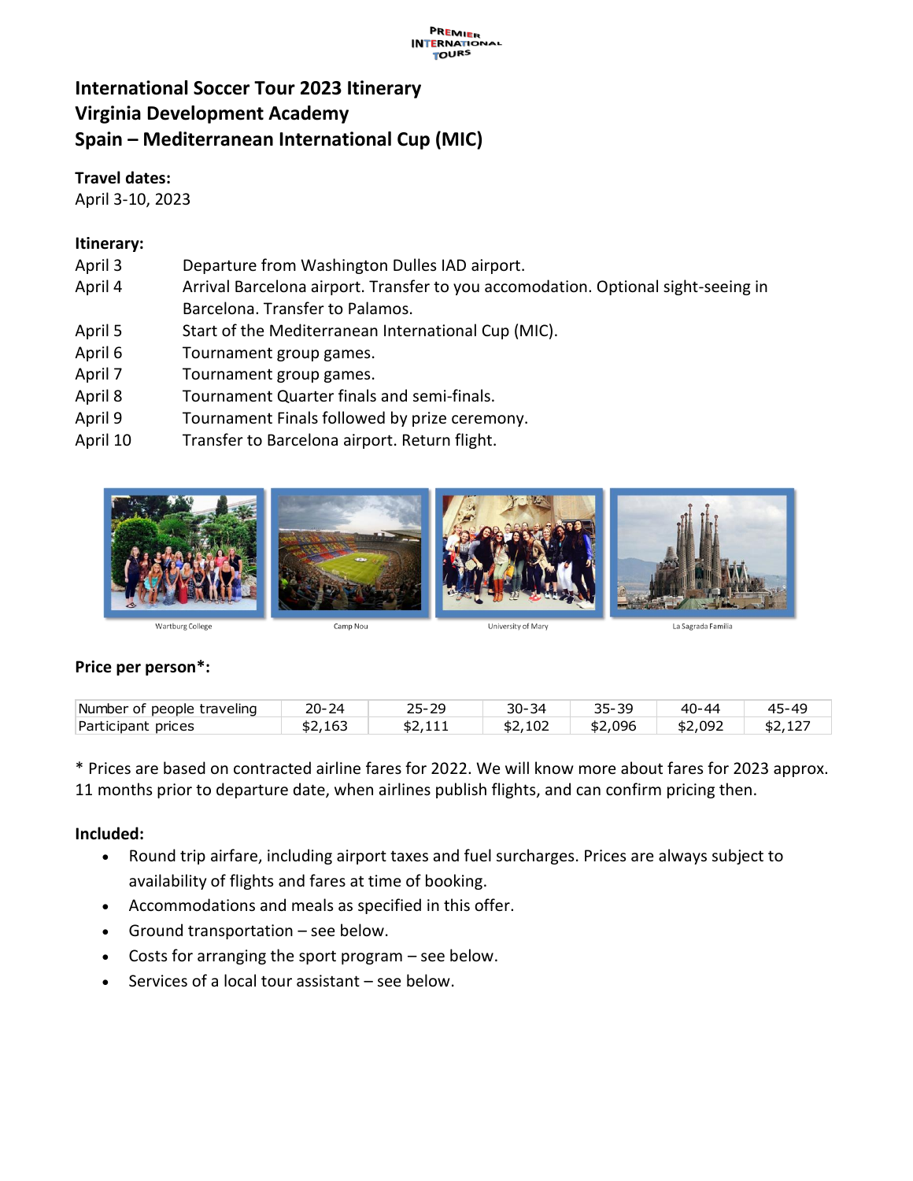PREMIER INTERNATIONAL TOURS

# International Soccer Tour 2023 Itinerary
# Virginia Development Academy
# Spain – Mediterranean International Cup (MIC)

**Travel dates:**
April 3-10, 2023

**Itinerary:**

| | |
|---|---|
| April 3 | Departure from Washington Dulles IAD airport. |
| April 4 | Arrival Barcelona airport. Transfer to you accomodation. Optional sight-seeing in Barcelona. Transfer to Palamos. |
| April 5 | Start of the Mediterranean International Cup (MIC). |
| April 6 | Tournament group games. |
| April 7 | Tournament group games. |
| April 8 | Tournament Quarter finals and semi-finals. |
| April 9 | Tournament Finals followed by prize ceremony. |
| April 10 | Transfer to Barcelona airport. Return flight. |

Wartburg College

Camp Nou

University of Mary

La Sagrada Familia

**Price per person*:**

| Number of people traveling | 20-24 | 25-29 | 30-34 | 35-39 | 40-44 | 45-49 |
|---|---|---|---|---|---|---|
| Participant prices | $2,163 | $2,111 | $2,102 | $2,096 | $2,092 | $2,127 |

* Prices are based on contracted airline fares for 2022. We will know more about fares for 2023 approx. 11 months prior to departure date, when airlines publish flights, and can confirm pricing then.

**Included:**

- Round trip airfare, including airport taxes and fuel surcharges. Prices are always subject to availability of flights and fares at time of booking.
- Accommodations and meals as specified in this offer.
- Ground transportation – see below.
- Costs for arranging the sport program – see below.
- Services of a local tour assistant – see below.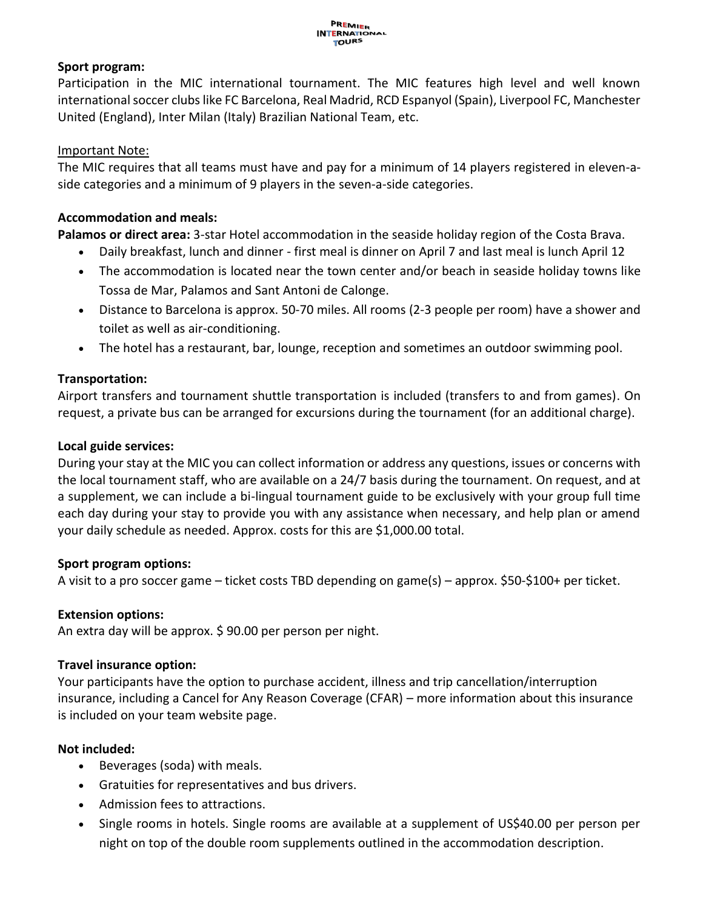**Sport program:**
Participation in the MIC international tournament. The MIC features high level and well known international soccer clubs like FC Barcelona, Real Madrid, RCD Espanyol (Spain), Liverpool FC, Manchester United (England), Inter Milan (Italy) Brazilian National Team, etc.

Important Note:
The MIC requires that all teams must have and pay for a minimum of 14 players registered in eleven-a-side categories and a minimum of 9 players in the seven-a-side categories.

**Accommodation and meals:**
**Palamos or direct area:** 3-star Hotel accommodation in the seaside holiday region of the Costa Brava.

- Daily breakfast, lunch and dinner - first meal is dinner on April 7 and last meal is lunch April 12
- The accommodation is located near the town center and/or beach in seaside holiday towns like Tossa de Mar, Palamos and Sant Antoni de Calonge.
- Distance to Barcelona is approx. 50-70 miles. All rooms (2-3 people per room) have a shower and toilet as well as air-conditioning.
- The hotel has a restaurant, bar, lounge, reception and sometimes an outdoor swimming pool.

**Transportation:**
Airport transfers and tournament shuttle transportation is included (transfers to and from games). On request, a private bus can be arranged for excursions during the tournament (for an additional charge).

**Local guide services:**
During your stay at the MIC you can collect information or address any questions, issues or concerns with the local tournament staff, who are available on a 24/7 basis during the tournament. On request, and at a supplement, we can include a bi-lingual tournament guide to be exclusively with your group full time each day during your stay to provide you with any assistance when necessary, and help plan or amend your daily schedule as needed. Approx. costs for this are $1,000.00 total.

**Sport program options:**
A visit to a pro soccer game – ticket costs TBD depending on game(s) – approx. $50-$100+ per ticket.

**Extension options:**
An extra day will be approx. $ 90.00 per person per night.

**Travel insurance option:**
Your participants have the option to purchase accident, illness and trip cancellation/interruption insurance, including a Cancel for Any Reason Coverage (CFAR) – more information about this insurance is included on your team website page.

**Not included:**

- Beverages (soda) with meals.
- Gratuities for representatives and bus drivers.
- Admission fees to attractions.
- Single rooms in hotels. Single rooms are available at a supplement of US$40.00 per person per night on top of the double room supplements outlined in the accommodation description.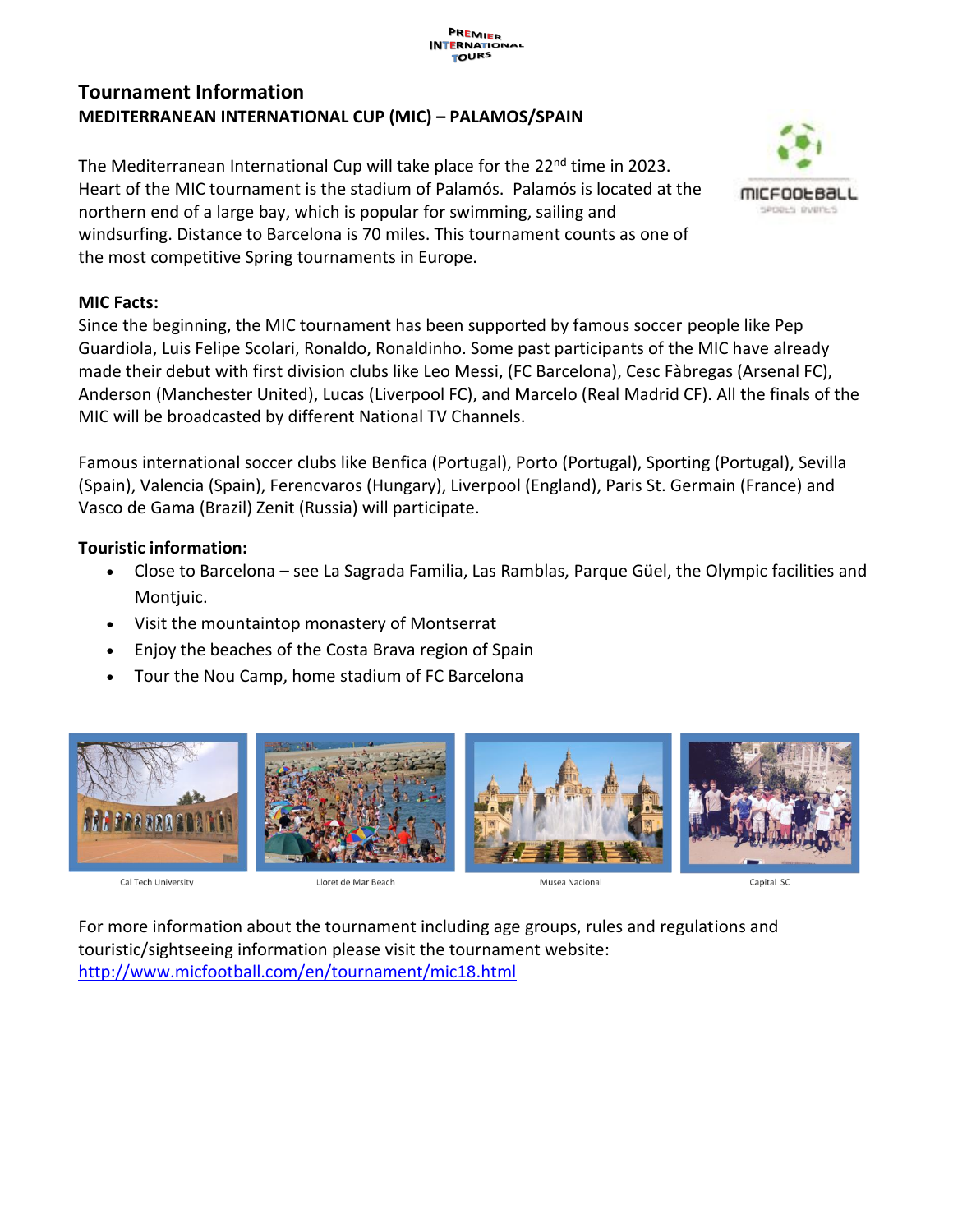# Tournament Information

## MEDITERRANEAN INTERNATIONAL CUP (MIC) – PALAMOS/SPAIN

The Mediterranean International Cup will take place for the 22nd time in 2023. Heart of the MIC tournament is the stadium of Palamós. Palamós is located at the northern end of a large bay, which is popular for swimming, sailing and windsurfing. Distance to Barcelona is 70 miles. This tournament counts as one of the most competitive Spring tournaments in Europe.

**MIC Facts:**

Since the beginning, the MIC tournament has been supported by famous soccer people like Pep Guardiola, Luis Felipe Scolari, Ronaldo, Ronaldinho. Some past participants of the MIC have already made their debut with first division clubs like Leo Messi, (FC Barcelona), Cesc Fàbregas (Arsenal FC), Anderson (Manchester United), Lucas (Liverpool FC), and Marcelo (Real Madrid CF). All the finals of the MIC will be broadcasted by different National TV Channels.

Famous international soccer clubs like Benfica (Portugal), Porto (Portugal), Sporting (Portugal), Sevilla (Spain), Valencia (Spain), Ferencvaros (Hungary), Liverpool (England), Paris St. Germain (France) and Vasco de Gama (Brazil) Zenit (Russia) will participate.

**Touristic information:**

- Close to Barcelona – see La Sagrada Familia, Las Ramblas, Parque Güel, the Olympic facilities and Montjuic.
- Visit the mountaintop monastery of Montserrat
- Enjoy the beaches of the Costa Brava region of Spain
- Tour the Nou Camp, home stadium of FC Barcelona

Cal Tech University

Lloret de Mar Beach

Musea Nacional

Capital SC

For more information about the tournament including age groups, rules and regulations and touristic/sightseeing information please visit the tournament website: http://www.micfootball.com/en/tournament/mic18.html